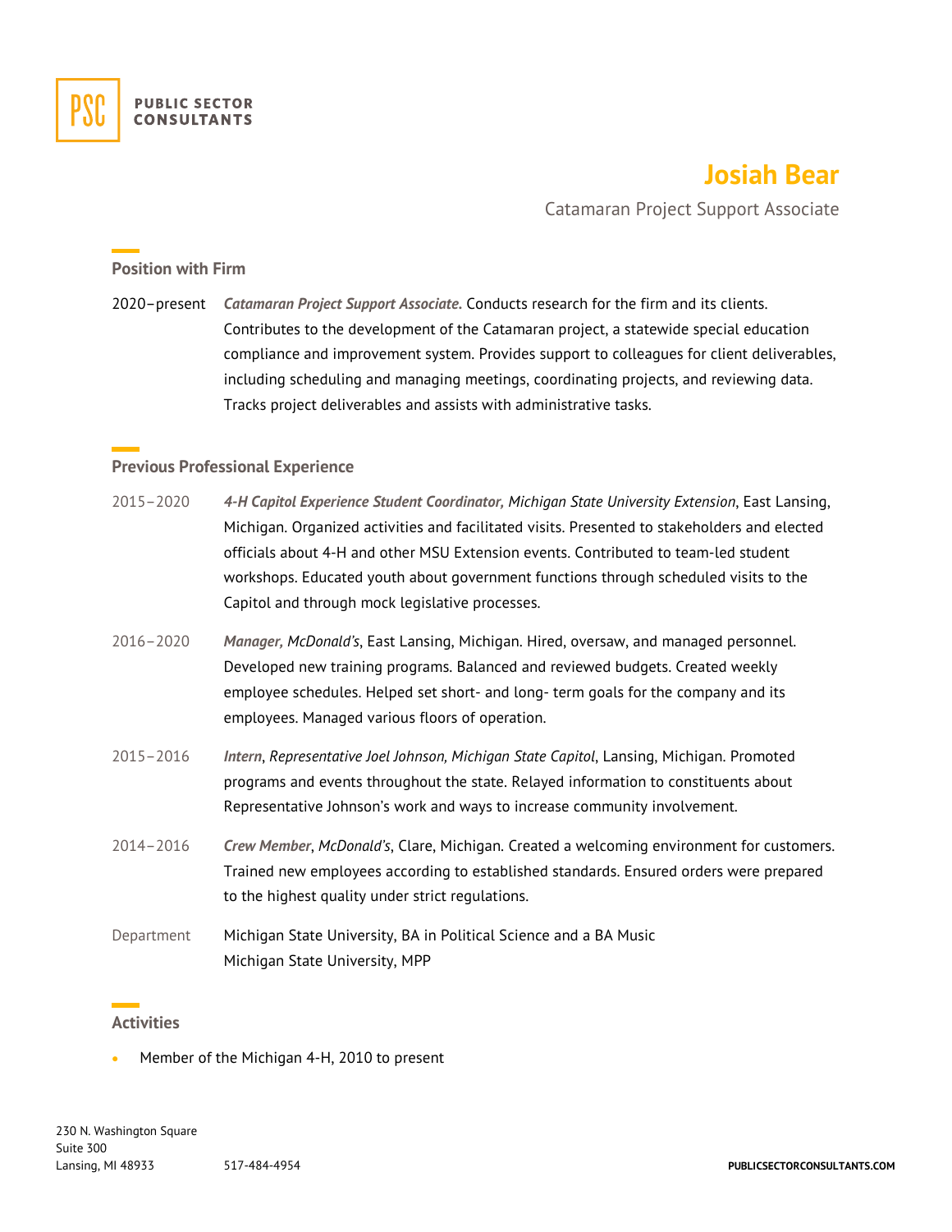PUBLIC SECTOR CONSULTANTS

# Josiah Bear

Catamaran Project Support Associate

## Position with Firm

2020–present ***Catamaran Project Support Associate.*** Conducts research for the firm and its clients. Contributes to the development of the Catamaran project, a statewide special education compliance and improvement system. Provides support to colleagues for client deliverables, including scheduling and managing meetings, coordinating projects, and reviewing data. Tracks project deliverables and assists with administrative tasks.

## Previous Professional Experience

2015–2020 ***4-H Capitol Experience Student Coordinator,*** *Michigan State University Extension*, East Lansing, Michigan. Organized activities and facilitated visits. Presented to stakeholders and elected officials about 4-H and other MSU Extension events. Contributed to team-led student workshops. Educated youth about government functions through scheduled visits to the Capitol and through mock legislative processes.

2016–2020 ***Manager,*** *McDonald's*, East Lansing, Michigan. Hired, oversaw, and managed personnel. Developed new training programs. Balanced and reviewed budgets. Created weekly employee schedules. Helped set short- and long- term goals for the company and its employees. Managed various floors of operation.

2015–2016 ***Intern***, *Representative Joel Johnson, Michigan State Capitol*, Lansing, Michigan. Promoted programs and events throughout the state. Relayed information to constituents about Representative Johnson's work and ways to increase community involvement.

2014–2016 ***Crew Member***, *McDonald's*, Clare, Michigan. Created a welcoming environment for customers. Trained new employees according to established standards. Ensured orders were prepared to the highest quality under strict regulations.

Department Michigan State University, BA in Political Science and a BA Music
Michigan State University, MPP

## Activities

- Member of the Michigan 4-H, 2010 to present

230 N. Washington Square
Suite 300
Lansing, MI 48933 517-484-4954 PUBLICSECTORCONSULTANTS.COM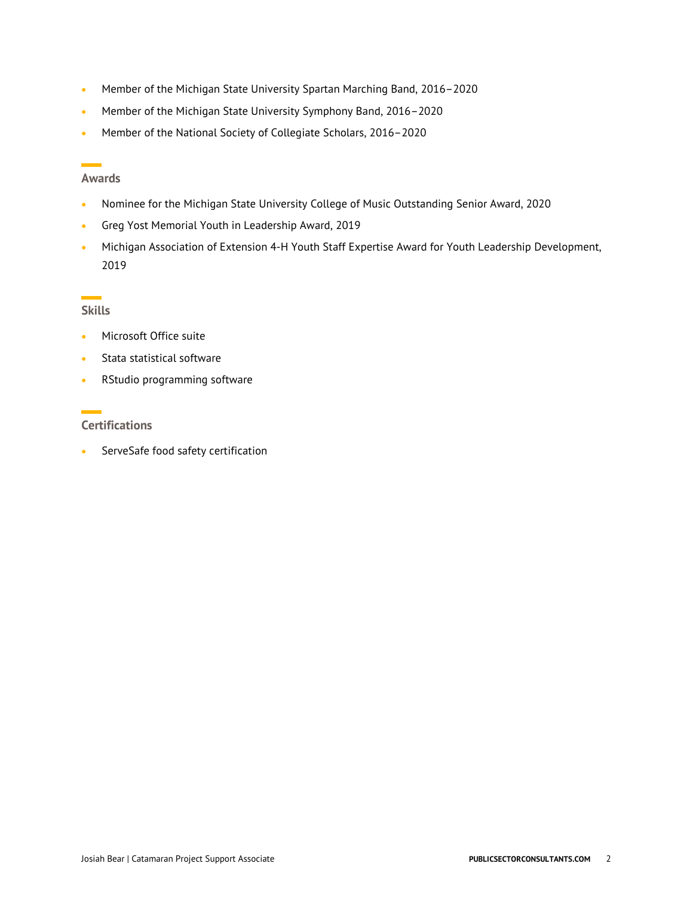- Member of the Michigan State University Spartan Marching Band, 2016–2020
- Member of the Michigan State University Symphony Band, 2016–2020
- Member of the National Society of Collegiate Scholars, 2016–2020

## Awards

- Nominee for the Michigan State University College of Music Outstanding Senior Award, 2020
- Greg Yost Memorial Youth in Leadership Award, 2019
- Michigan Association of Extension 4-H Youth Staff Expertise Award for Youth Leadership Development, 2019

## Skills

- Microsoft Office suite
- Stata statistical software
- RStudio programming software

## Certifications

- ServeSafe food safety certification